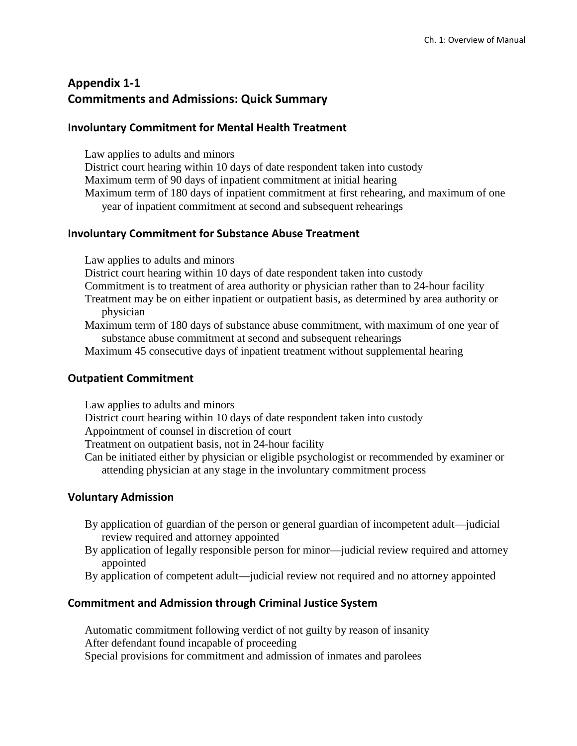# Appendix 1-1
# Commitments and Admissions: Quick Summary

## Involuntary Commitment for Mental Health Treatment

Law applies to adults and minors
District court hearing within 10 days of date respondent taken into custody
Maximum term of 90 days of inpatient commitment at initial hearing
Maximum term of 180 days of inpatient commitment at first rehearing, and maximum of one year of inpatient commitment at second and subsequent rehearings

## Involuntary Commitment for Substance Abuse Treatment

Law applies to adults and minors
District court hearing within 10 days of date respondent taken into custody
Commitment is to treatment of area authority or physician rather than to 24-hour facility
Treatment may be on either inpatient or outpatient basis, as determined by area authority or physician
Maximum term of 180 days of substance abuse commitment, with maximum of one year of substance abuse commitment at second and subsequent rehearings
Maximum 45 consecutive days of inpatient treatment without supplemental hearing

## Outpatient Commitment

Law applies to adults and minors
District court hearing within 10 days of date respondent taken into custody
Appointment of counsel in discretion of court
Treatment on outpatient basis, not in 24-hour facility
Can be initiated either by physician or eligible psychologist or recommended by examiner or attending physician at any stage in the involuntary commitment process

## Voluntary Admission

By application of guardian of the person or general guardian of incompetent adult—judicial review required and attorney appointed
By application of legally responsible person for minor—judicial review required and attorney appointed
By application of competent adult—judicial review not required and no attorney appointed

## Commitment and Admission through Criminal Justice System

Automatic commitment following verdict of not guilty by reason of insanity
After defendant found incapable of proceeding
Special provisions for commitment and admission of inmates and parolees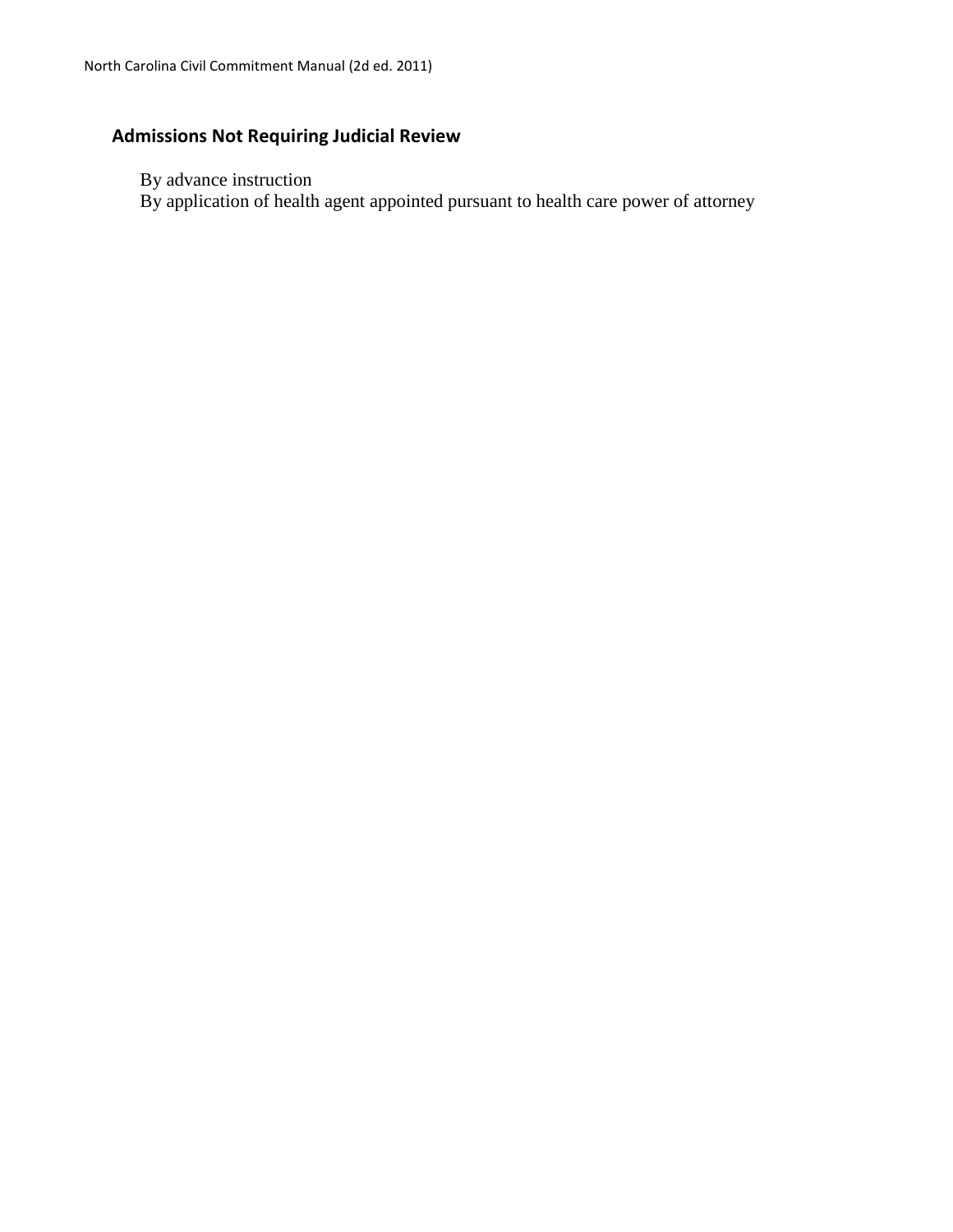## Admissions Not Requiring Judicial Review

By advance instruction
By application of health agent appointed pursuant to health care power of attorney